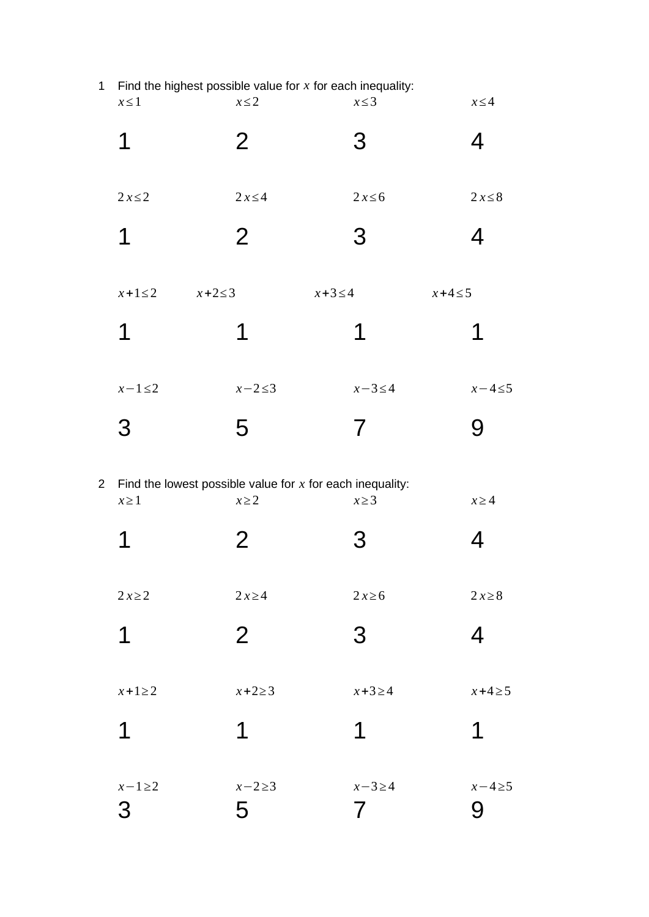1 Find the highest possible value for $x$ for each inequality:

| $x \le 1$ | $x \le 2$ | $x \le 3$ | $x \le 4$ |
|---|---|---|---|
| 1 | 2 | 3 | 4 |
| $2x \le 2$ | $2x \le 4$ | $2x \le 6$ | $2x \le 8$ |
| 1 | 2 | 3 | 4 |
| $x+1 \le 2$ | $x+2 \le 3$ | $x+3 \le 4$ | $x+4 \le 5$ |
| 1 | 1 | 1 | 1 |
| $x-1 \le 2$ | $x-2 \le 3$ | $x-3 \le 4$ | $x-4 \le 5$ |
| 3 | 5 | 7 | 9 |

2 Find the lowest possible value for $x$ for each inequality:

| $x \ge 1$ | $x \ge 2$ | $x \ge 3$ | $x \ge 4$ |
|---|---|---|---|
| 1 | 2 | 3 | 4 |
| $2x \ge 2$ | $2x \ge 4$ | $2x \ge 6$ | $2x \ge 8$ |
| 1 | 2 | 3 | 4 |
| $x+1 \ge 2$ | $x+2 \ge 3$ | $x+3 \ge 4$ | $x+4 \ge 5$ |
| 1 | 1 | 1 | 1 |
| $x-1 \ge 2$ | $x-2 \ge 3$ | $x-3 \ge 4$ | $x-4 \ge 5$ |
| 3 | 5 | 7 | 9 |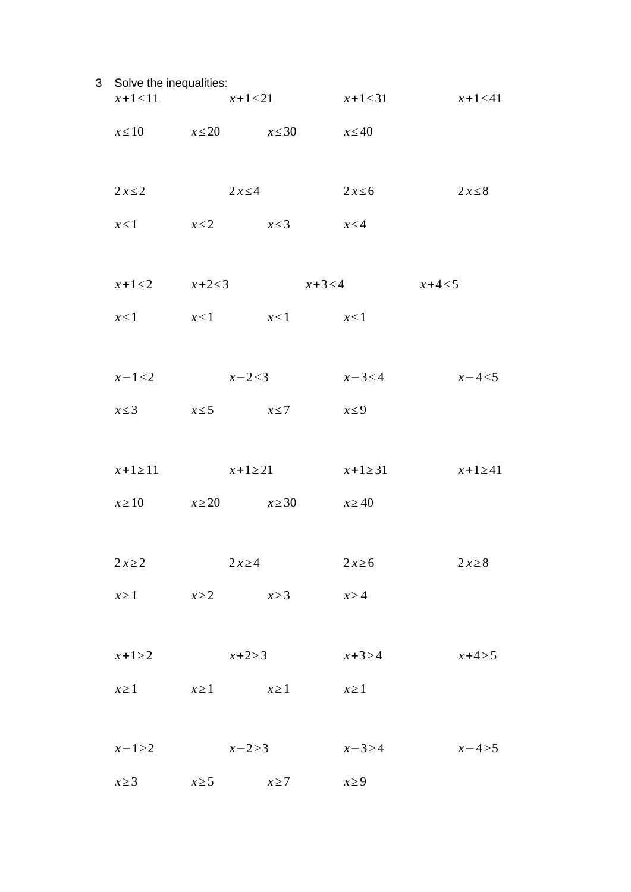3 Solve the inequalities:

$x+1 \leq 11$ $\quad$ $x+1 \leq 21$ $\quad$ $x+1 \leq 31$ $\quad$ $x+1 \leq 41$

$x \leq 10$ $\quad$ $x \leq 20$ $\quad$ $x \leq 30$ $\quad$ $x \leq 40$

$2x \leq 2$ $\quad$ $2x \leq 4$ $\quad$ $2x \leq 6$ $\quad$ $2x \leq 8$

$x \leq 1$ $\quad$ $x \leq 2$ $\quad$ $x \leq 3$ $\quad$ $x \leq 4$

$x+1 \leq 2$ $\quad$ $x+2 \leq 3$ $\quad$ $x+3 \leq 4$ $\quad$ $x+4 \leq 5$

$x \leq 1$ $\quad$ $x \leq 1$ $\quad$ $x \leq 1$ $\quad$ $x \leq 1$

$x-1 \leq 2$ $\quad$ $x-2 \leq 3$ $\quad$ $x-3 \leq 4$ $\quad$ $x-4 \leq 5$

$x \leq 3$ $\quad$ $x \leq 5$ $\quad$ $x \leq 7$ $\quad$ $x \leq 9$

$x+1 \geq 11$ $\quad$ $x+1 \geq 21$ $\quad$ $x+1 \geq 31$ $\quad$ $x+1 \geq 41$

$x \geq 10$ $\quad$ $x \geq 20$ $\quad$ $x \geq 30$ $\quad$ $x \geq 40$

$2x \geq 2$ $\quad$ $2x \geq 4$ $\quad$ $2x \geq 6$ $\quad$ $2x \geq 8$

$x \geq 1$ $\quad$ $x \geq 2$ $\quad$ $x \geq 3$ $\quad$ $x \geq 4$

$x+1 \geq 2$ $\quad$ $x+2 \geq 3$ $\quad$ $x+3 \geq 4$ $\quad$ $x+4 \geq 5$

$x \geq 1$ $\quad$ $x \geq 1$ $\quad$ $x \geq 1$ $\quad$ $x \geq 1$

$x-1 \geq 2$ $\quad$ $x-2 \geq 3$ $\quad$ $x-3 \geq 4$ $\quad$ $x-4 \geq 5$

$x \geq 3$ $\quad$ $x \geq 5$ $\quad$ $x \geq 7$ $\quad$ $x \geq 9$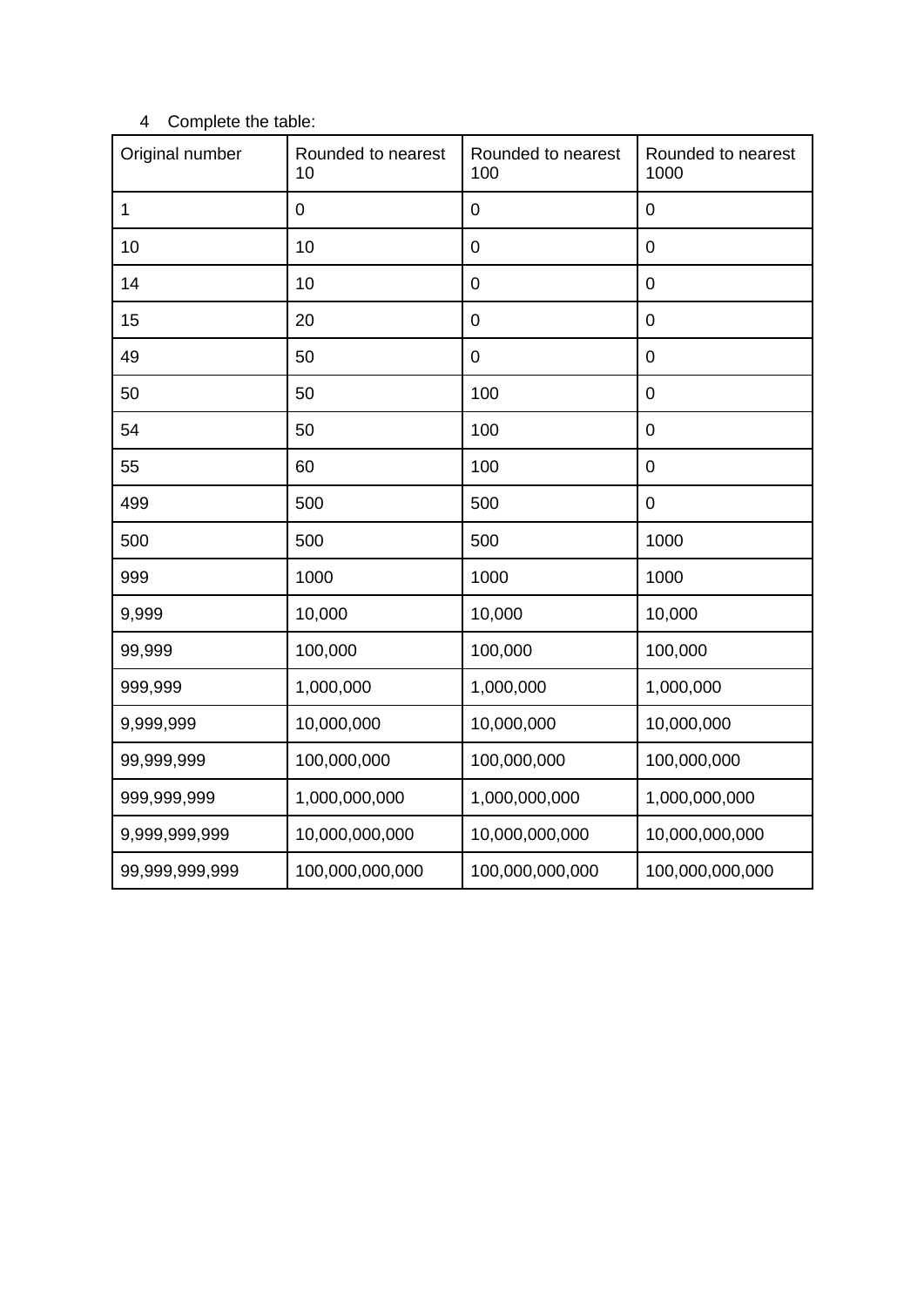4 Complete the table:

| Original number | Rounded to nearest 10 | Rounded to nearest 100 | Rounded to nearest 1000 |
| --- | --- | --- | --- |
| 1 | 0 | 0 | 0 |
| 10 | 10 | 0 | 0 |
| 14 | 10 | 0 | 0 |
| 15 | 20 | 0 | 0 |
| 49 | 50 | 0 | 0 |
| 50 | 50 | 100 | 0 |
| 54 | 50 | 100 | 0 |
| 55 | 60 | 100 | 0 |
| 499 | 500 | 500 | 0 |
| 500 | 500 | 500 | 1000 |
| 999 | 1000 | 1000 | 1000 |
| 9,999 | 10,000 | 10,000 | 10,000 |
| 99,999 | 100,000 | 100,000 | 100,000 |
| 999,999 | 1,000,000 | 1,000,000 | 1,000,000 |
| 9,999,999 | 10,000,000 | 10,000,000 | 10,000,000 |
| 99,999,999 | 100,000,000 | 100,000,000 | 100,000,000 |
| 999,999,999 | 1,000,000,000 | 1,000,000,000 | 1,000,000,000 |
| 9,999,999,999 | 10,000,000,000 | 10,000,000,000 | 10,000,000,000 |
| 99,999,999,999 | 100,000,000,000 | 100,000,000,000 | 100,000,000,000 |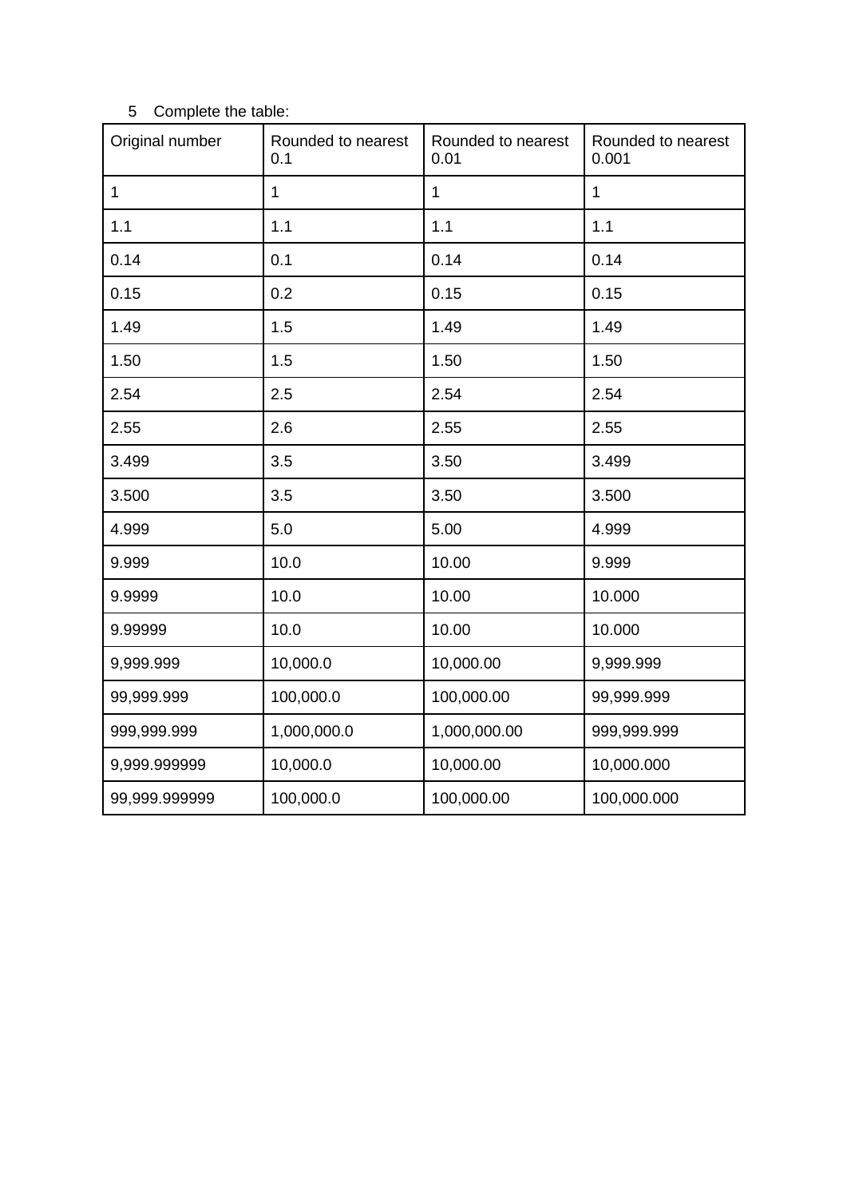5 Complete the table:

| Original number | Rounded to nearest 0.1 | Rounded to nearest 0.01 | Rounded to nearest 0.001 |
|---|---|---|---|
| 1 | 1 | 1 | 1 |
| 1.1 | 1.1 | 1.1 | 1.1 |
| 0.14 | 0.1 | 0.14 | 0.14 |
| 0.15 | 0.2 | 0.15 | 0.15 |
| 1.49 | 1.5 | 1.49 | 1.49 |
| 1.50 | 1.5 | 1.50 | 1.50 |
| 2.54 | 2.5 | 2.54 | 2.54 |
| 2.55 | 2.6 | 2.55 | 2.55 |
| 3.499 | 3.5 | 3.50 | 3.499 |
| 3.500 | 3.5 | 3.50 | 3.500 |
| 4.999 | 5.0 | 5.00 | 4.999 |
| 9.999 | 10.0 | 10.00 | 9.999 |
| 9.9999 | 10.0 | 10.00 | 10.000 |
| 9.99999 | 10.0 | 10.00 | 10.000 |
| 9,999.999 | 10,000.0 | 10,000.00 | 9,999.999 |
| 99,999.999 | 100,000.0 | 100,000.00 | 99,999.999 |
| 999,999.999 | 1,000,000.0 | 1,000,000.00 | 999,999.999 |
| 9,999.999999 | 10,000.0 | 10,000.00 | 10,000.000 |
| 99,999.999999 | 100,000.0 | 100,000.00 | 100,000.000 |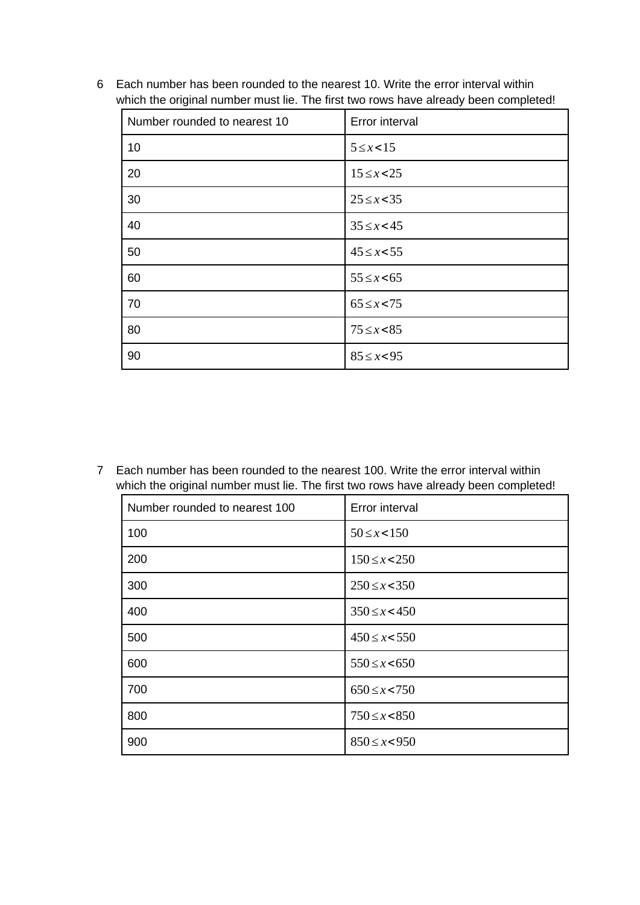6 Each number has been rounded to the nearest 10. Write the error interval within which the original number must lie. The first two rows have already been completed!

| Number rounded to nearest 10 | Error interval |
|---|---|
| 10 | $5 \leq x < 15$ |
| 20 | $15 \leq x < 25$ |
| 30 | $25 \leq x < 35$ |
| 40 | $35 \leq x < 45$ |
| 50 | $45 \leq x < 55$ |
| 60 | $55 \leq x < 65$ |
| 70 | $65 \leq x < 75$ |
| 80 | $75 \leq x < 85$ |
| 90 | $85 \leq x < 95$ |

7 Each number has been rounded to the nearest 100. Write the error interval within which the original number must lie. The first two rows have already been completed!

| Number rounded to nearest 100 | Error interval |
|---|---|
| 100 | $50 \leq x < 150$ |
| 200 | $150 \leq x < 250$ |
| 300 | $250 \leq x < 350$ |
| 400 | $350 \leq x < 450$ |
| 500 | $450 \leq x < 550$ |
| 600 | $550 \leq x < 650$ |
| 700 | $650 \leq x < 750$ |
| 800 | $750 \leq x < 850$ |
| 900 | $850 \leq x < 950$ |